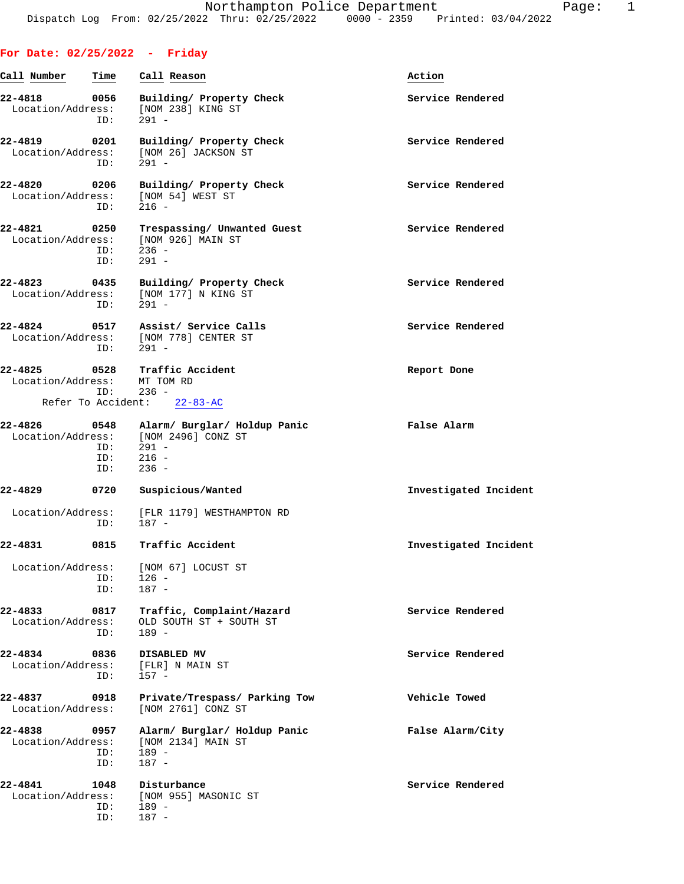Northampton Police Department
Dispatch Log From: 02/25/2022 Thru: 02/25/2022 0000 - 2359 Printed: 03/04/2022

## For Date: 02/25/2022 - Friday

| Call Number | Time | Call Reason | Action |
|---|---|---|---|
| **22-4818** | **0056** | **Building/ Property Check** | **Service Rendered** |
| Location/Address: | | [NOM 238] KING ST | |
| ID: | | 291 - | |
| **22-4819** | **0201** | **Building/ Property Check** | **Service Rendered** |
| Location/Address: | | [NOM 26] JACKSON ST | |
| ID: | | 291 - | |
| **22-4820** | **0206** | **Building/ Property Check** | **Service Rendered** |
| Location/Address: | | [NOM 54] WEST ST | |
| ID: | | 216 - | |
| **22-4821** | **0250** | **Trespassing/ Unwanted Guest** | **Service Rendered** |
| Location/Address: | | [NOM 926] MAIN ST | |
| ID: | | 236 - | |
| ID: | | 291 - | |
| **22-4823** | **0435** | **Building/ Property Check** | **Service Rendered** |
| Location/Address: | | [NOM 177] N KING ST | |
| ID: | | 291 - | |
| **22-4824** | **0517** | **Assist/ Service Calls** | **Service Rendered** |
| Location/Address: | | [NOM 778] CENTER ST | |
| ID: | | 291 - | |
| **22-4825** | **0528** | **Traffic Accident** | **Report Done** |
| Location/Address: | | MT TOM RD | |
| ID: | | 236 - | |
| Refer To Accident: | | 22-83-AC | |
| **22-4826** | **0548** | **Alarm/ Burglar/ Holdup Panic** | **False Alarm** |
| Location/Address: | | [NOM 2496] CONZ ST | |
| ID: | | 291 - | |
| ID: | | 216 - | |
| ID: | | 236 - | |
| **22-4829** | **0720** | **Suspicious/Wanted** | **Investigated Incident** |
| Location/Address: | | [FLR 1179] WESTHAMPTON RD | |
| ID: | | 187 - | |
| **22-4831** | **0815** | **Traffic Accident** | **Investigated Incident** |
| Location/Address: | | [NOM 67] LOCUST ST | |
| ID: | | 126 - | |
| ID: | | 187 - | |
| **22-4833** | **0817** | **Traffic, Complaint/Hazard** | **Service Rendered** |
| Location/Address: | | OLD SOUTH ST + SOUTH ST | |
| ID: | | 189 - | |
| **22-4834** | **0836** | **DISABLED MV** | **Service Rendered** |
| Location/Address: | | [FLR] N MAIN ST | |
| ID: | | 157 - | |
| **22-4837** | **0918** | **Private/Trespass/ Parking Tow** | **Vehicle Towed** |
| Location/Address: | | [NOM 2761] CONZ ST | |
| **22-4838** | **0957** | **Alarm/ Burglar/ Holdup Panic** | **False Alarm/City** |
| Location/Address: | | [NOM 2134] MAIN ST | |
| ID: | | 189 - | |
| ID: | | 187 - | |
| **22-4841** | **1048** | **Disturbance** | **Service Rendered** |
| Location/Address: | | [NOM 955] MASONIC ST | |
| ID: | | 189 - | |
| ID: | | 187 - | |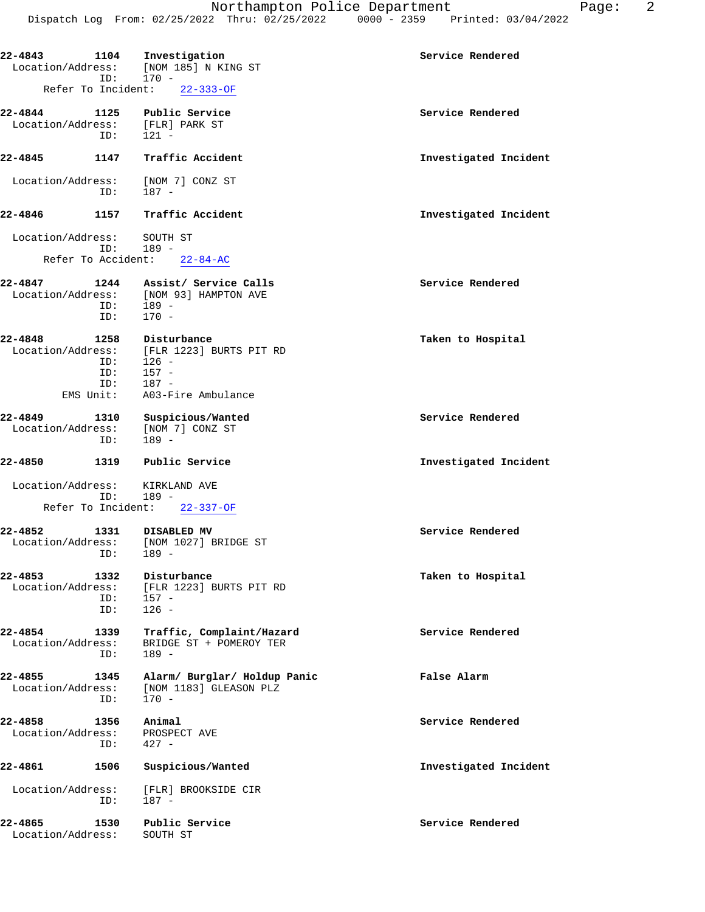**22-4843** **1104** **Investigation** **Service Rendered**
Location/Address: [NOM 185] N KING ST
ID: 170 -
Refer To Incident: 22-333-OF

**22-4844** **1125** **Public Service** **Service Rendered**
Location/Address: [FLR] PARK ST
ID: 121 -

**22-4845** **1147** **Traffic Accident** **Investigated Incident**
Location/Address: [NOM 7] CONZ ST
ID: 187 -

**22-4846** **1157** **Traffic Accident** **Investigated Incident**
Location/Address: SOUTH ST
ID: 189 -
Refer To Accident: 22-84-AC

**22-4847** **1244** **Assist/ Service Calls** **Service Rendered**
Location/Address: [NOM 93] HAMPTON AVE
ID: 189 -
ID: 170 -

**22-4848** **1258** **Disturbance** **Taken to Hospital**
Location/Address: [FLR 1223] BURTS PIT RD
ID: 126 -
ID: 157 -
ID: 187 -
EMS Unit: A03-Fire Ambulance

**22-4849** **1310** **Suspicious/Wanted** **Service Rendered**
Location/Address: [NOM 7] CONZ ST
ID: 189 -

**22-4850** **1319** **Public Service** **Investigated Incident**
Location/Address: KIRKLAND AVE
ID: 189 -
Refer To Incident: 22-337-OF

**22-4852** **1331** **DISABLED MV** **Service Rendered**
Location/Address: [NOM 1027] BRIDGE ST
ID: 189 -

**22-4853** **1332** **Disturbance** **Taken to Hospital**
Location/Address: [FLR 1223] BURTS PIT RD
ID: 157 -
ID: 126 -

**22-4854** **1339** **Traffic, Complaint/Hazard** **Service Rendered**
Location/Address: BRIDGE ST + POMEROY TER
ID: 189 -

**22-4855** **1345** **Alarm/ Burglar/ Holdup Panic** **False Alarm**
Location/Address: [NOM 1183] GLEASON PLZ
ID: 170 -

**22-4858** **1356** **Animal** **Service Rendered**
Location/Address: PROSPECT AVE
ID: 427 -

**22-4861** **1506** **Suspicious/Wanted** **Investigated Incident**
Location/Address: [FLR] BROOKSIDE CIR
ID: 187 -

**22-4865** **1530** **Public Service** **Service Rendered**
Location/Address: SOUTH ST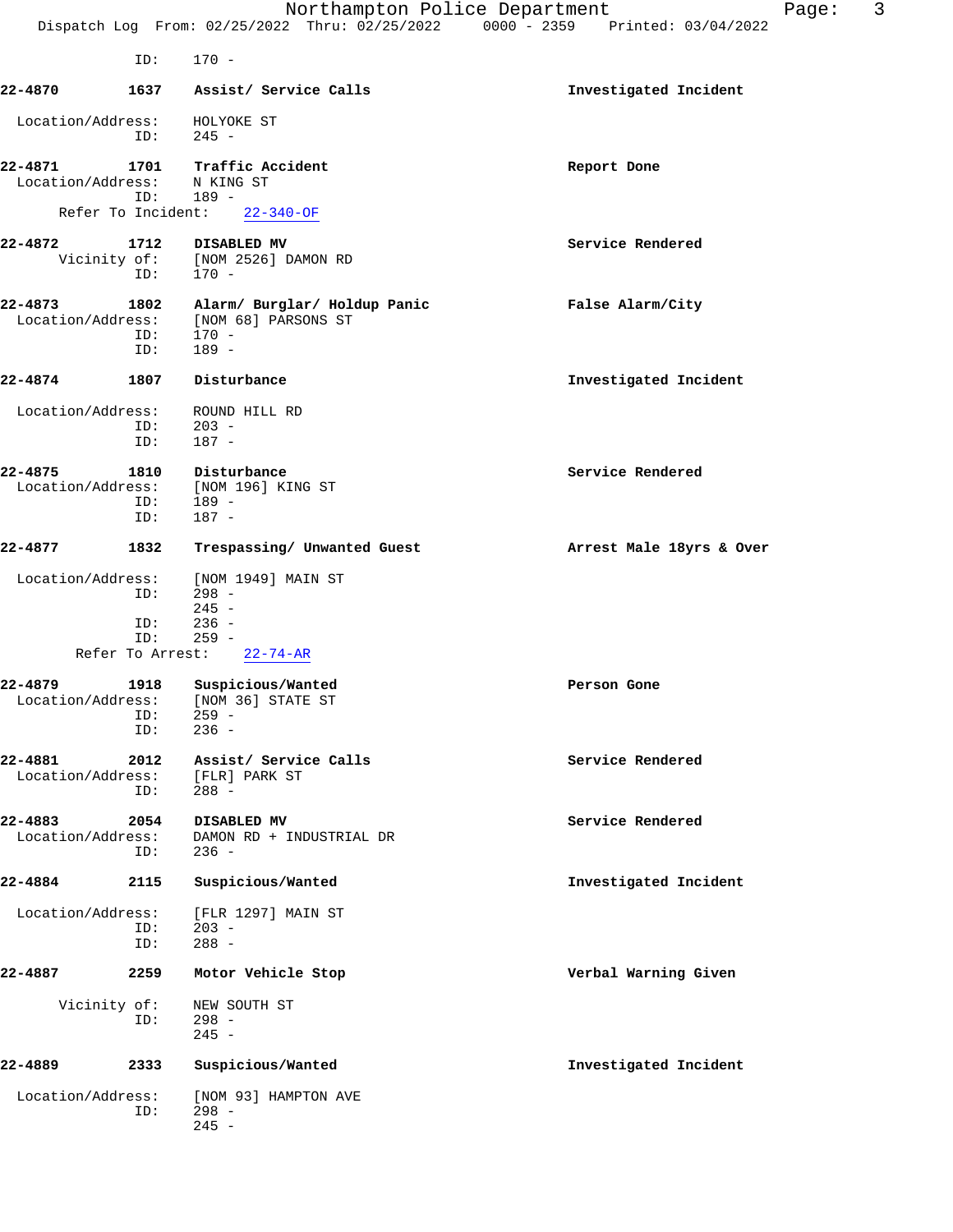ID: 170 -

**22-4870 1637 Assist/ Service Calls** — Investigated Incident

Location/Address: HOLYOKE ST
ID: 245 -

**22-4871 1701 Traffic Accident** — Report Done

Location/Address: N KING ST
ID: 189 -
Refer To Incident: 22-340-OF

**22-4872 1712 DISABLED MV** — Service Rendered

Vicinity of: [NOM 2526] DAMON RD
ID: 170 -

**22-4873 1802 Alarm/ Burglar/ Holdup Panic** — False Alarm/City

Location/Address: [NOM 68] PARSONS ST
ID: 170 -
ID: 189 -

**22-4874 1807 Disturbance** — Investigated Incident

Location/Address: ROUND HILL RD
ID: 203 -
ID: 187 -

**22-4875 1810 Disturbance** — Service Rendered

Location/Address: [NOM 196] KING ST
ID: 189 -
ID: 187 -

**22-4877 1832 Trespassing/ Unwanted Guest** — Arrest Male 18yrs & Over

Location/Address: [NOM 1949] MAIN ST
ID: 298 -
245 -
ID: 236 -
ID: 259 -
Refer To Arrest: 22-74-AR

**22-4879 1918 Suspicious/Wanted** — Person Gone

Location/Address: [NOM 36] STATE ST
ID: 259 -
ID: 236 -

**22-4881 2012 Assist/ Service Calls** — Service Rendered

Location/Address: [FLR] PARK ST
ID: 288 -

**22-4883 2054 DISABLED MV** — Service Rendered

Location/Address: DAMON RD + INDUSTRIAL DR
ID: 236 -

**22-4884 2115 Suspicious/Wanted** — Investigated Incident

Location/Address: [FLR 1297] MAIN ST
ID: 203 -
ID: 288 -

**22-4887 2259 Motor Vehicle Stop** — Verbal Warning Given

Vicinity of: NEW SOUTH ST
ID: 298 -
245 -

**22-4889 2333 Suspicious/Wanted** — Investigated Incident

Location/Address: [NOM 93] HAMPTON AVE
ID: 298 -
245 -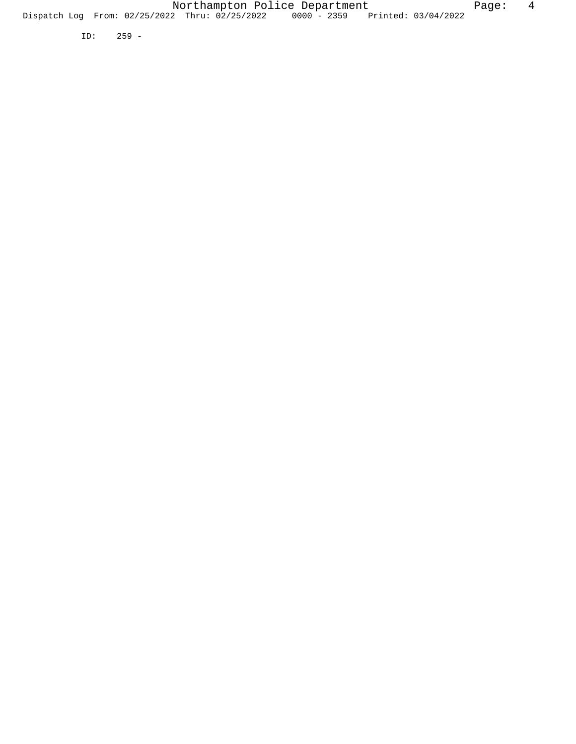ID: 259 -